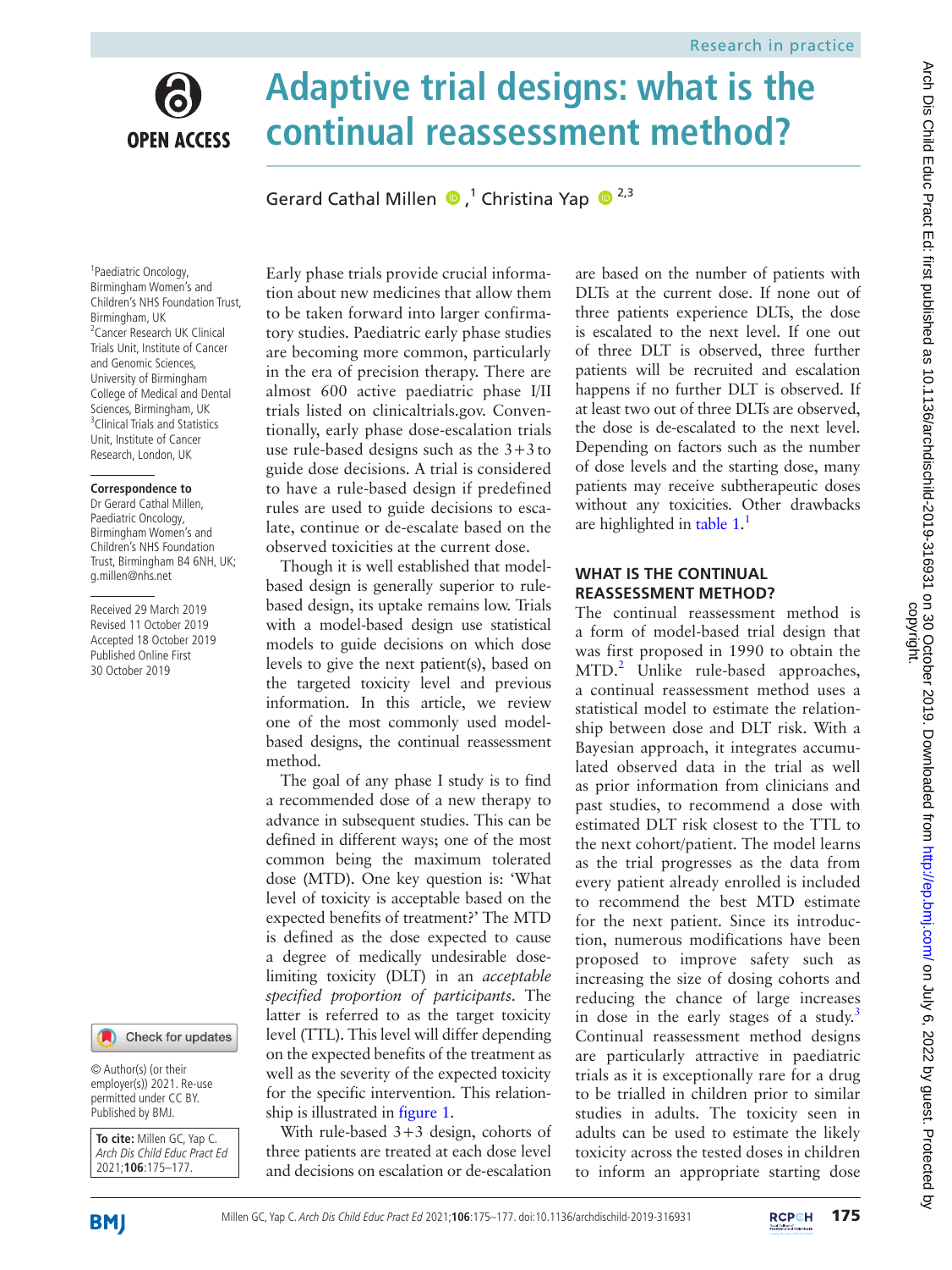Research in practice

# Adaptive trial designs: what is the continual reassessment method?

Gerard Cathal Millen [1], Christina Yap [2,3]

[1]Paediatric Oncology, Birmingham Women's and Children's NHS Foundation Trust, Birmingham, UK
[2]Cancer Research UK Clinical Trials Unit, Institute of Cancer and Genomic Sciences, University of Birmingham College of Medical and Dental Sciences, Birmingham, UK
[3]Clinical Trials and Statistics Unit, Institute of Cancer Research, London, UK

**Correspondence to**
Dr Gerard Cathal Millen, Paediatric Oncology, Birmingham Women's and Children's NHS Foundation Trust, Birmingham B4 6NH, UK; g.millen@nhs.net

Received 29 March 2019
Revised 11 October 2019
Accepted 18 October 2019
Published Online First 30 October 2019

© Author(s) (or their employer(s)) 2021. Re-use permitted under CC BY. Published by BMJ.

**To cite:** Millen GC, Yap C. *Arch Dis Child Educ Pract Ed* 2021;**106**:175–177.

Early phase trials provide crucial information about new medicines that allow them to be taken forward into larger confirmatory studies. Paediatric early phase studies are becoming more common, particularly in the era of precision therapy. There are almost 600 active paediatric phase I/II trials listed on clinicaltrials.gov. Conventionally, early phase dose-escalation trials use rule-based designs such as the 3+3 to guide dose decisions. A trial is considered to have a rule-based design if predefined rules are used to guide decisions to escalate, continue or de-escalate based on the observed toxicities at the current dose.

Though it is well established that model-based design is generally superior to rule-based design, its uptake remains low. Trials with a model-based design use statistical models to guide decisions on which dose levels to give the next patient(s), based on the targeted toxicity level and previous information. In this article, we review one of the most commonly used model-based designs, the continual reassessment method.

The goal of any phase I study is to find a recommended dose of a new therapy to advance in subsequent studies. This can be defined in different ways; one of the most common being the maximum tolerated dose (MTD). One key question is: 'What level of toxicity is acceptable based on the expected benefits of treatment?' The MTD is defined as the dose expected to cause a degree of medically undesirable dose-limiting toxicity (DLT) in an *acceptable specified proportion of participants*. The latter is referred to as the target toxicity level (TTL). This level will differ depending on the expected benefits of the treatment as well as the severity of the expected toxicity for the specific intervention. This relationship is illustrated in figure 1.

With rule-based 3+3 design, cohorts of three patients are treated at each dose level and decisions on escalation or de-escalation are based on the number of patients with DLTs at the current dose. If none out of three patients experience DLTs, the dose is escalated to the next level. If one out of three DLT is observed, three further patients will be recruited and escalation happens if no further DLT is observed. If at least two out of three DLTs are observed, the dose is de-escalated to the next level. Depending on factors such as the number of dose levels and the starting dose, many patients may receive subtherapeutic doses without any toxicities. Other drawbacks are highlighted in table 1.[1]

## WHAT IS THE CONTINUAL REASSESSMENT METHOD?

The continual reassessment method is a form of model-based trial design that was first proposed in 1990 to obtain the MTD.[2] Unlike rule-based approaches, a continual reassessment method uses a statistical model to estimate the relationship between dose and DLT risk. With a Bayesian approach, it integrates accumulated observed data in the trial as well as prior information from clinicians and past studies, to recommend a dose with estimated DLT risk closest to the TTL to the next cohort/patient. The model learns as the trial progresses as the data from every patient already enrolled is included to recommend the best MTD estimate for the next patient. Since its introduction, numerous modifications have been proposed to improve safety such as increasing the size of dosing cohorts and reducing the chance of large increases in dose in the early stages of a study.[3] Continual reassessment method designs are particularly attractive in paediatric trials as it is exceptionally rare for a drug to be trialled in children prior to similar studies in adults. The toxicity seen in adults can be used to estimate the likely toxicity across the tested doses in children to inform an appropriate starting dose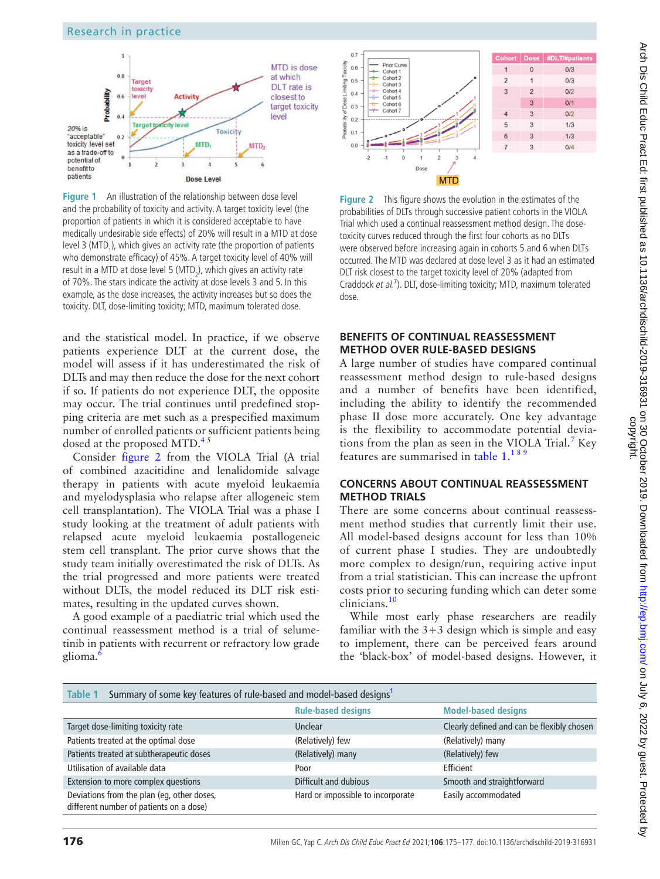Figure 1 An illustration of the relationship between dose level and the probability of toxicity and activity. A target toxicity level (the proportion of patients in which it is considered acceptable to have medically undesirable side effects) of 20% will result in a MTD at dose level 3 ($MTD_1$), which gives an activity rate (the proportion of patients who demonstrate efficacy) of 45%. A target toxicity level of 40% will result in a MTD at dose level 5 ($MTD_2$), which gives an activity rate of 70%. The stars indicate the activity at dose levels 3 and 5. In this example, as the dose increases, the activity increases but so does the toxicity. DLT, dose-limiting toxicity; MTD, maximum tolerated dose.

Figure 2 This figure shows the evolution in the estimates of the probabilities of DLTs through successive patient cohorts in the VIOLA Trial which used a continual reassessment method design. The dose-toxicity curves reduced through the first four cohorts as no DLTs were observed before increasing again in cohorts 5 and 6 when DLTs occurred. The MTD was declared at dose level 3 as it had an estimated DLT risk closest to the target toxicity level of 20% (adapted from Craddock *et al*.[7]). DLT, dose-limiting toxicity; MTD, maximum tolerated dose.

and the statistical model. In practice, if we observe patients experience DLT at the current dose, the model will assess if it has underestimated the risk of DLTs and may then reduce the dose for the next cohort if so. If patients do not experience DLT, the opposite may occur. The trial continues until predefined stopping criteria are met such as a prespecified maximum number of enrolled patients or sufficient patients being dosed at the proposed MTD.[4,5]

Consider figure 2 from the VIOLA Trial (A trial of combined azacitidine and lenalidomide salvage therapy in patients with acute myeloid leukaemia and myelodysplasia who relapse after allogeneic stem cell transplantation). The VIOLA Trial was a phase I study looking at the treatment of adult patients with relapsed acute myeloid leukaemia postallogeneic stem cell transplant. The prior curve shows that the study team initially overestimated the risk of DLTs. As the trial progressed and more patients were treated without DLTs, the model reduced its DLT risk estimates, resulting in the updated curves shown.

A good example of a paediatric trial which used the continual reassessment method is a trial of selumetinib in patients with recurrent or refractory low grade glioma.[6]

## BENEFITS OF CONTINUAL REASSESSMENT METHOD OVER RULE-BASED DESIGNS

A large number of studies have compared continual reassessment method design to rule-based designs and a number of benefits have been identified, including the ability to identify the recommended phase II dose more accurately. One key advantage is the flexibility to accommodate potential deviations from the plan as seen in the VIOLA Trial.[7] Key features are summarised in table 1.[1,8,9]

## CONCERNS ABOUT CONTINUAL REASSESSMENT METHOD TRIALS

There are some concerns about continual reassessment method studies that currently limit their use. All model-based designs account for less than 10% of current phase I studies. They are undoubtedly more complex to design/run, requiring active input from a trial statistician. This can increase the upfront costs prior to securing funding which can deter some clinicians.[10]

While most early phase researchers are readily familiar with the 3+3 design which is simple and easy to implement, there can be perceived fears around the 'black-box' of model-based designs. However, it

Table 1 Summary of some key features of rule-based and model-based designs[1]

| | Rule-based designs | Model-based designs |
|---|---|---|
| Target dose-limiting toxicity rate | Unclear | Clearly defined and can be flexibly chosen |
| Patients treated at the optimal dose | (Relatively) few | (Relatively) many |
| Patients treated at subtherapeutic doses | (Relatively) many | (Relatively) few |
| Utilisation of available data | Poor | Efficient |
| Extension to more complex questions | Difficult and dubious | Smooth and straightforward |
| Deviations from the plan (eg, other doses, different number of patients on a dose) | Hard or impossible to incorporate | Easily accommodated |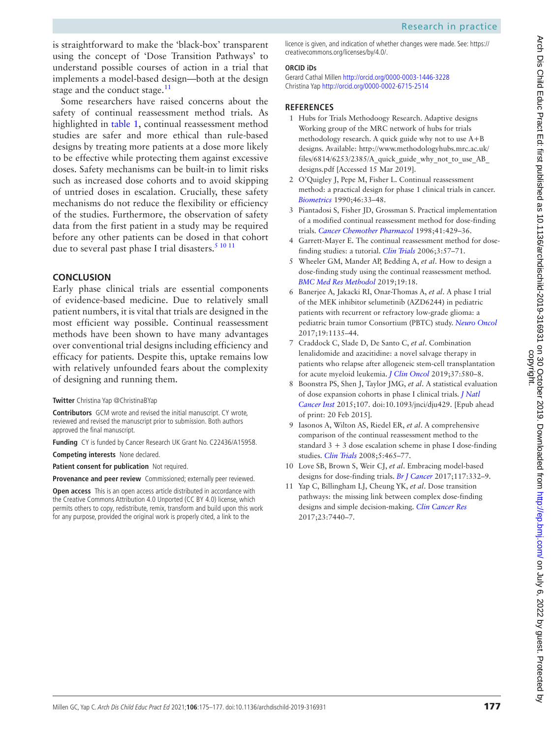is straightforward to make the 'black-box' transparent using the concept of 'Dose Transition Pathways' to understand possible courses of action in a trial that implements a model-based design—both at the design stage and the conduct stage.[11]

Some researchers have raised concerns about the safety of continual reassessment method trials. As highlighted in table 1, continual reassessment method studies are safer and more ethical than rule-based designs by treating more patients at a dose more likely to be effective while protecting them against excessive doses. Safety mechanisms can be built-in to limit risks such as increased dose cohorts and to avoid skipping of untried doses in escalation. Crucially, these safety mechanisms do not reduce the flexibility or efficiency of the studies. Furthermore, the observation of safety data from the first patient in a study may be required before any other patients can be dosed in that cohort due to several past phase I trial disasters.[5 10 11]

## CONCLUSION

Early phase clinical trials are essential components of evidence-based medicine. Due to relatively small patient numbers, it is vital that trials are designed in the most efficient way possible. Continual reassessment methods have been shown to have many advantages over conventional trial designs including efficiency and efficacy for patients. Despite this, uptake remains low with relatively unfounded fears about the complexity of designing and running them.

**Twitter** Christina Yap @ChristinaBYap

**Contributors** GCM wrote and revised the initial manuscript. CY wrote, reviewed and revised the manuscript prior to submission. Both authors approved the final manuscript.

**Funding** CY is funded by Cancer Research UK Grant No. C22436/A15958.

**Competing interests** None declared.

**Patient consent for publication** Not required.

**Provenance and peer review** Commissioned; externally peer reviewed.

**Open access** This is an open access article distributed in accordance with the Creative Commons Attribution 4.0 Unported (CC BY 4.0) license, which permits others to copy, redistribute, remix, transform and build upon this work for any purpose, provided the original work is properly cited, a link to the licence is given, and indication of whether changes were made. See: https://creativecommons.org/licenses/by/4.0/.

**ORCID iDs**

Gerard Cathal Millen http://orcid.org/0000-0003-1446-3228
Christina Yap http://orcid.org/0000-0002-6715-2514

## REFERENCES

1. Hubs for Trials Methodoogy Research. Adaptive designs Working group of the MRC network of hubs for trials methodology research. A quick guide why not to use A+B designs. Available: http://www.methodologyhubs.mrc.ac.uk/files/6814/6253/2385/A_quick_guide_why_not_to_use_AB_designs.pdf [Accessed 15 Mar 2019].
2. O'Quigley J, Pepe M, Fisher L. Continual reassessment method: a practical design for phase 1 clinical trials in cancer. *Biometrics* 1990;46:33–48.
3. Piantadosi S, Fisher JD, Grossman S. Practical implementation of a modified continual reassessment method for dose-finding trials. *Cancer Chemother Pharmacol* 1998;41:429–36.
4. Garrett-Mayer E. The continual reassessment method for dose-finding studies: a tutorial. *Clin Trials* 2006;3:57–71.
5. Wheeler GM, Mander AP, Bedding A, *et al*. How to design a dose-finding study using the continual reassessment method. *BMC Med Res Methodol* 2019;19:18.
6. Banerjee A, Jakacki RI, Onar-Thomas A, *et al*. A phase I trial of the MEK inhibitor selumetinib (AZD6244) in pediatric patients with recurrent or refractory low-grade glioma: a pediatric brain tumor Consortium (PBTC) study. *Neuro Oncol* 2017;19:1135–44.
7. Craddock C, Slade D, De Santo C, *et al*. Combination lenalidomide and azacitidine: a novel salvage therapy in patients who relapse after allogeneic stem-cell transplantation for acute myeloid leukemia. *J Clin Oncol* 2019;37:580–8.
8. Boonstra PS, Shen J, Taylor JMG, *et al*. A statistical evaluation of dose expansion cohorts in phase I clinical trials. *J Natl Cancer Inst* 2015;107. doi:10.1093/jnci/dju429. [Epub ahead of print: 20 Feb 2015].
9. Iasonos A, Wilton AS, Riedel ER, *et al*. A comprehensive comparison of the continual reassessment method to the standard 3 + 3 dose escalation scheme in phase I dose-finding studies. *Clin Trials* 2008;5:465–77.
10. Love SB, Brown S, Weir CJ, *et al*. Embracing model-based designs for dose-finding trials. *Br J Cancer* 2017;117:332–9.
11. Yap C, Billingham LJ, Cheung YK, *et al*. Dose transition pathways: the missing link between complex dose-finding designs and simple decision-making. *Clin Cancer Res* 2017;23:7440–7.